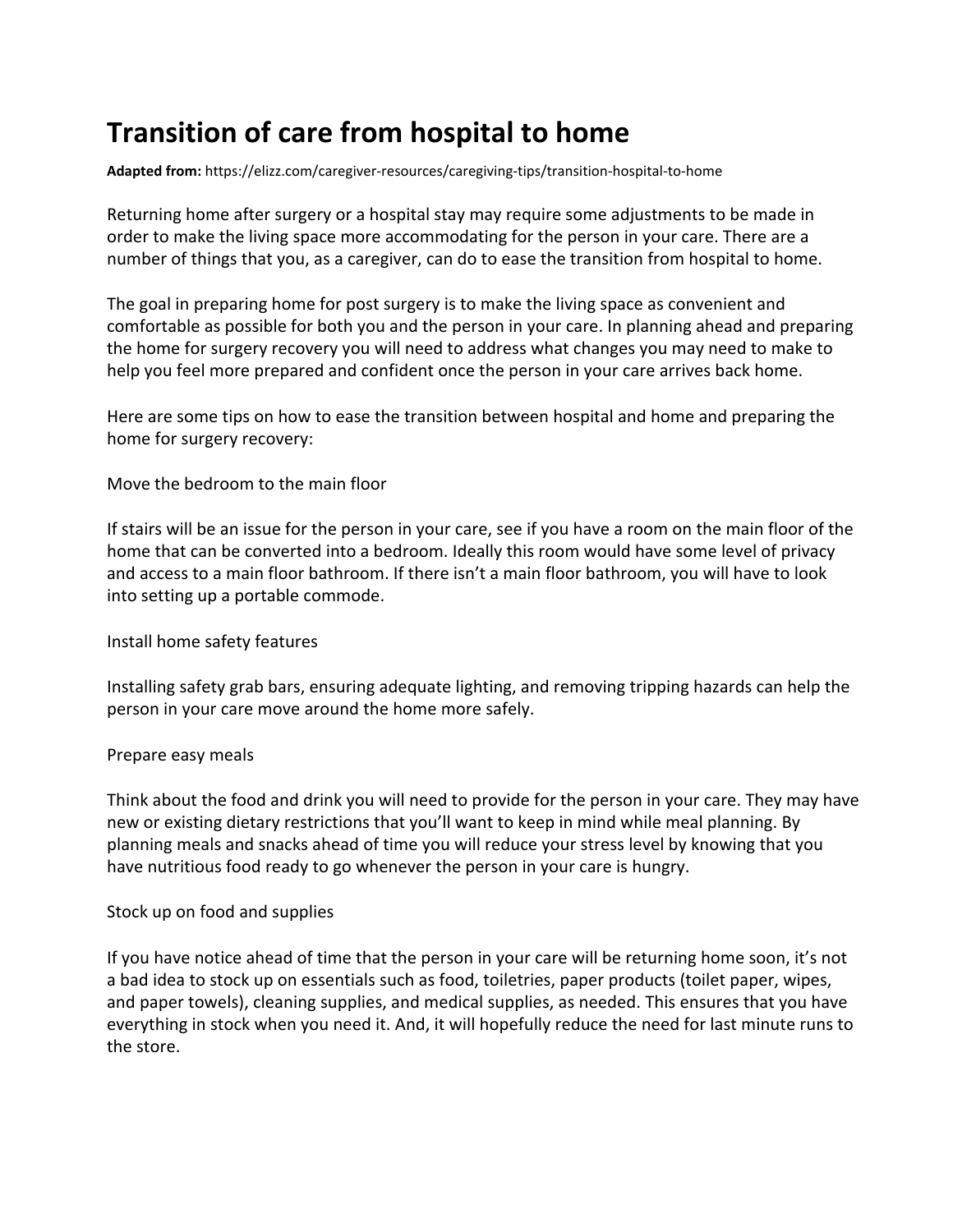# Transition of care from hospital to home

**Adapted from:** https://elizz.com/caregiver-resources/caregiving-tips/transition-hospital-to-home

Returning home after surgery or a hospital stay may require some adjustments to be made in order to make the living space more accommodating for the person in your care. There are a number of things that you, as a caregiver, can do to ease the transition from hospital to home.

The goal in preparing home for post surgery is to make the living space as convenient and comfortable as possible for both you and the person in your care. In planning ahead and preparing the home for surgery recovery you will need to address what changes you may need to make to help you feel more prepared and confident once the person in your care arrives back home.

Here are some tips on how to ease the transition between hospital and home and preparing the home for surgery recovery:

Move the bedroom to the main floor

If stairs will be an issue for the person in your care, see if you have a room on the main floor of the home that can be converted into a bedroom. Ideally this room would have some level of privacy and access to a main floor bathroom. If there isn't a main floor bathroom, you will have to look into setting up a portable commode.

Install home safety features

Installing safety grab bars, ensuring adequate lighting, and removing tripping hazards can help the person in your care move around the home more safely.

Prepare easy meals

Think about the food and drink you will need to provide for the person in your care. They may have new or existing dietary restrictions that you'll want to keep in mind while meal planning. By planning meals and snacks ahead of time you will reduce your stress level by knowing that you have nutritious food ready to go whenever the person in your care is hungry.

Stock up on food and supplies

If you have notice ahead of time that the person in your care will be returning home soon, it's not a bad idea to stock up on essentials such as food, toiletries, paper products (toilet paper, wipes, and paper towels), cleaning supplies, and medical supplies, as needed. This ensures that you have everything in stock when you need it. And, it will hopefully reduce the need for last minute runs to the store.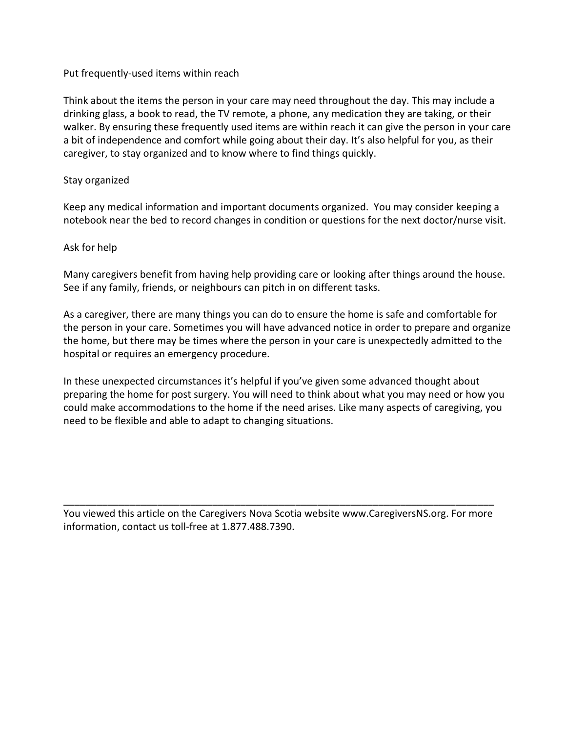## Put frequently-used items within reach

Think about the items the person in your care may need throughout the day. This may include a drinking glass, a book to read, the TV remote, a phone, any medication they are taking, or their walker. By ensuring these frequently used items are within reach it can give the person in your care a bit of independence and comfort while going about their day. It's also helpful for you, as their caregiver, to stay organized and to know where to find things quickly.

## Stay organized

Keep any medical information and important documents organized. You may consider keeping a notebook near the bed to record changes in condition or questions for the next doctor/nurse visit.

## Ask for help

Many caregivers benefit from having help providing care or looking after things around the house. See if any family, friends, or neighbours can pitch in on different tasks.

As a caregiver, there are many things you can do to ensure the home is safe and comfortable for the person in your care. Sometimes you will have advanced notice in order to prepare and organize the home, but there may be times where the person in your care is unexpectedly admitted to the hospital or requires an emergency procedure.

In these unexpected circumstances it's helpful if you've given some advanced thought about preparing the home for post surgery. You will need to think about what you may need or how you could make accommodations to the home if the need arises. Like many aspects of caregiving, you need to be flexible and able to adapt to changing situations.

---

You viewed this article on the Caregivers Nova Scotia website www.CaregiversNS.org. For more information, contact us toll-free at 1.877.488.7390.